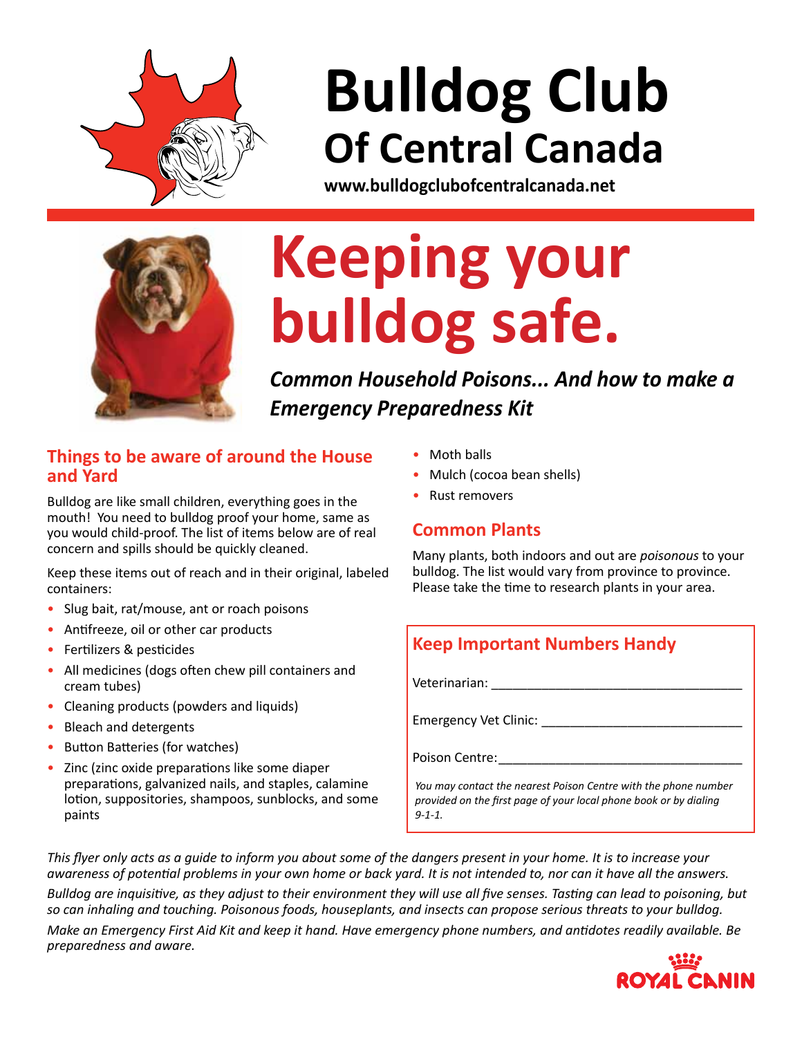# Bulldog Club

## Of Central Canada

**www.bulldogclubofcentralcanada.net**

# Keeping your bulldog safe.

***Common Household Poisons... And how to make a Emergency Preparedness Kit***

## Things to be aware of around the House and Yard

Bulldog are like small children, everything goes in the mouth! You need to bulldog proof your home, same as you would child-proof. The list of items below are of real concern and spills should be quickly cleaned.

Keep these items out of reach and in their original, labeled containers:

- Slug bait, rat/mouse, ant or roach poisons
- Antifreeze, oil or other car products
- Fertilizers & pesticides
- All medicines (dogs often chew pill containers and cream tubes)
- Cleaning products (powders and liquids)
- Bleach and detergents
- Button Batteries (for watches)
- Zinc (zinc oxide preparations like some diaper preparations, galvanized nails, and staples, calamine lotion, suppositories, shampoos, sunblocks, and some paints
- Moth balls
- Mulch (cocoa bean shells)
- Rust removers

## Common Plants

Many plants, both indoors and out are *poisonous* to your bulldog. The list would vary from province to province. Please take the time to research plants in your area.

## Keep Important Numbers Handy

Veterinarian: ___________________________________

Emergency Vet Clinic: ___________________________

Poison Centre:__________________________________

*You may contact the nearest Poison Centre with the phone number provided on the first page of your local phone book or by dialing 9-1-1.*

*This flyer only acts as a guide to inform you about some of the dangers present in your home. It is to increase your awareness of potential problems in your own home or back yard. It is not intended to, nor can it have all the answers.*

*Bulldog are inquisitive, as they adjust to their environment they will use all five senses. Tasting can lead to poisoning, but so can inhaling and touching. Poisonous foods, houseplants, and insects can propose serious threats to your bulldog.*

*Make an Emergency First Aid Kit and keep it hand. Have emergency phone numbers, and antidotes readily available. Be preparedness and aware.*

ROYAL CANIN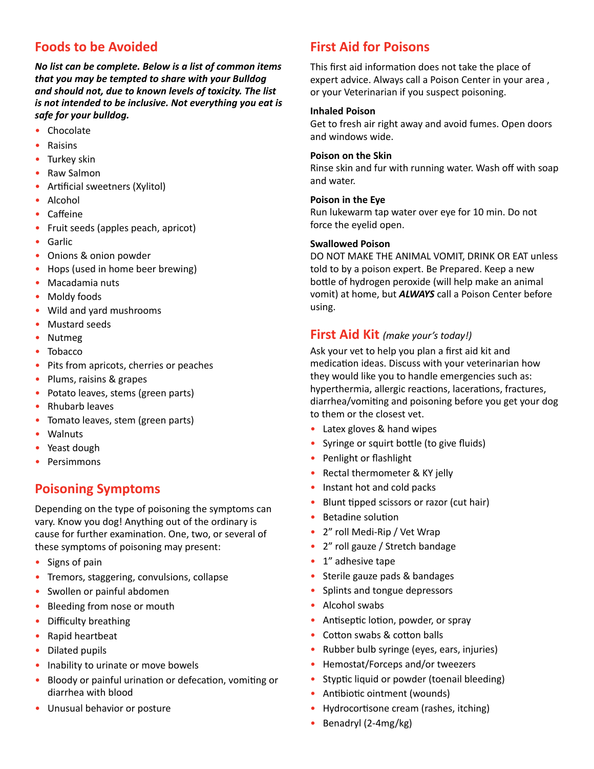## Foods to be Avoided

***No list can be complete. Below is a list of common items that you may be tempted to share with your Bulldog and should not, due to known levels of toxicity. The list is not intended to be inclusive. Not everything you eat is safe for your bulldog.***

- Chocolate
- Raisins
- Turkey skin
- Raw Salmon
- Artificial sweetners (Xylitol)
- Alcohol
- Caffeine
- Fruit seeds (apples peach, apricot)
- Garlic
- Onions & onion powder
- Hops (used in home beer brewing)
- Macadamia nuts
- Moldy foods
- Wild and yard mushrooms
- Mustard seeds
- Nutmeg
- Tobacco
- Pits from apricots, cherries or peaches
- Plums, raisins & grapes
- Potato leaves, stems (green parts)
- Rhubarb leaves
- Tomato leaves, stem (green parts)
- Walnuts
- Yeast dough
- Persimmons

## Poisoning Symptoms

Depending on the type of poisoning the symptoms can vary. Know you dog! Anything out of the ordinary is cause for further examination. One, two, or several of these symptoms of poisoning may present:

- Signs of pain
- Tremors, staggering, convulsions, collapse
- Swollen or painful abdomen
- Bleeding from nose or mouth
- Difficulty breathing
- Rapid heartbeat
- Dilated pupils
- Inability to urinate or move bowels
- Bloody or painful urination or defecation, vomiting or diarrhea with blood
- Unusual behavior or posture

## First Aid for Poisons

This first aid information does not take the place of expert advice. Always call a Poison Center in your area , or your Veterinarian if you suspect poisoning.

**Inhaled Poison**
Get to fresh air right away and avoid fumes. Open doors and windows wide.

**Poison on the Skin**
Rinse skin and fur with running water. Wash off with soap and water.

**Poison in the Eye**
Run lukewarm tap water over eye for 10 min. Do not force the eyelid open.

**Swallowed Poison**
DO NOT MAKE THE ANIMAL VOMIT, DRINK OR EAT unless told to by a poison expert. Be Prepared. Keep a new bottle of hydrogen peroxide (will help make an animal vomit) at home, but ***ALWAYS*** call a Poison Center before using.

## First Aid Kit *(make your's today!)*

Ask your vet to help you plan a first aid kit and medication ideas. Discuss with your veterinarian how they would like you to handle emergencies such as: hyperthermia, allergic reactions, lacerations, fractures, diarrhea/vomiting and poisoning before you get your dog to them or the closest vet.

- Latex gloves & hand wipes
- Syringe or squirt bottle (to give fluids)
- Penlight or flashlight
- Rectal thermometer & KY jelly
- Instant hot and cold packs
- Blunt tipped scissors or razor (cut hair)
- Betadine solution
- 2" roll Medi-Rip / Vet Wrap
- 2" roll gauze / Stretch bandage
- 1" adhesive tape
- Sterile gauze pads & bandages
- Splints and tongue depressors
- Alcohol swabs
- Antiseptic lotion, powder, or spray
- Cotton swabs & cotton balls
- Rubber bulb syringe (eyes, ears, injuries)
- Hemostat/Forceps and/or tweezers
- Styptic liquid or powder (toenail bleeding)
- Antibiotic ointment (wounds)
- Hydrocortisone cream (rashes, itching)
- Benadryl (2-4mg/kg)